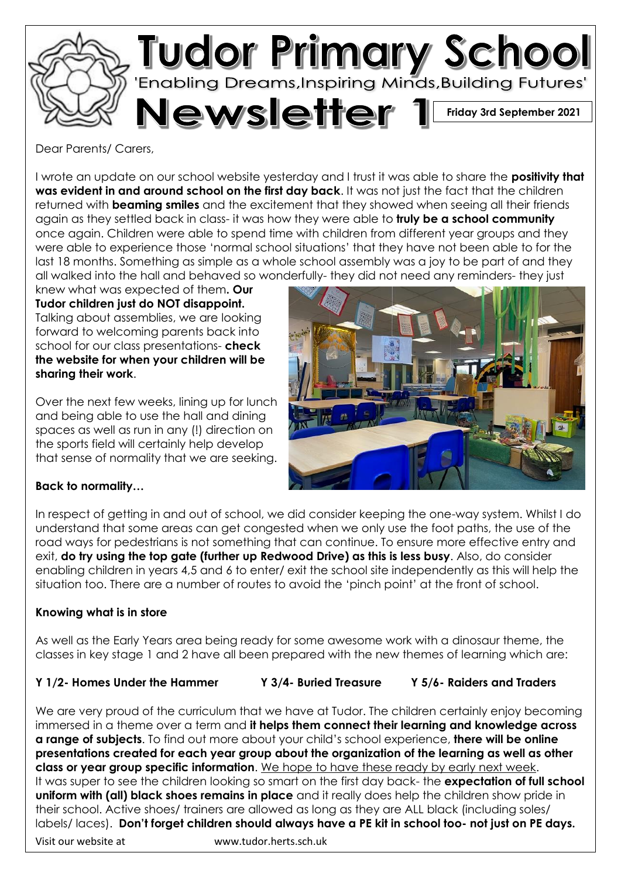# Tudor Primary School

'Enabling Dreams,Inspiring Minds,Building Futures'

# Newsletter 1

**Friday 3rd September 2021**

Dear Parents/ Carers,

I wrote an update on our school website yesterday and I trust it was able to share the **positivity that was evident in and around school on the first day back**. It was not just the fact that the children returned with **beaming smiles** and the excitement that they showed when seeing all their friends again as they settled back in class- it was how they were able to **truly be a school community** once again. Children were able to spend time with children from different year groups and they were able to experience those 'normal school situations' that they have not been able to for the last 18 months. Something as simple as a whole school assembly was a joy to be part of and they all walked into the hall and behaved so wonderfully- they did not need any reminders- they just knew what was expected of them**. Our Tudor children just do NOT disappoint.** Talking about assemblies, we are looking forward to welcoming parents back into school for our class presentations- **check the website for when your children will be sharing their work**.

Over the next few weeks, lining up for lunch and being able to use the hall and dining spaces as well as run in any (!) direction on the sports field will certainly help develop that sense of normality that we are seeking.

**Back to normality…**

In respect of getting in and out of school, we did consider keeping the one-way system. Whilst I do understand that some areas can get congested when we only use the foot paths, the use of the road ways for pedestrians is not something that can continue. To ensure more effective entry and exit, **do try using the top gate (further up Redwood Drive) as this is less busy**. Also, do consider enabling children in years 4,5 and 6 to enter/ exit the school site independently as this will help the situation too. There are a number of routes to avoid the 'pinch point' at the front of school.

**Knowing what is in store**

As well as the Early Years area being ready for some awesome work with a dinosaur theme, the classes in key stage 1 and 2 have all been prepared with the new themes of learning which are:

**Y 1/2- Homes Under the Hammer  Y 3/4- Buried Treasure  Y 5/6- Raiders and Traders**

We are very proud of the curriculum that we have at Tudor. The children certainly enjoy becoming immersed in a theme over a term and **it helps them connect their learning and knowledge across a range of subjects**. To find out more about your child's school experience, **there will be online presentations created for each year group about the organization of the learning as well as other class or year group specific information**. <u>We hope to have these ready by early next week</u>.
It was super to see the children looking so smart on the first day back- the **expectation of full school uniform with (all) black shoes remains in place** and it really does help the children show pride in their school. Active shoes/ trainers are allowed as long as they are ALL black (including soles/ labels/ laces). **Don't forget children should always have a PE kit in school too- not just on PE days.**

Visit our website at www.tudor.herts.sch.uk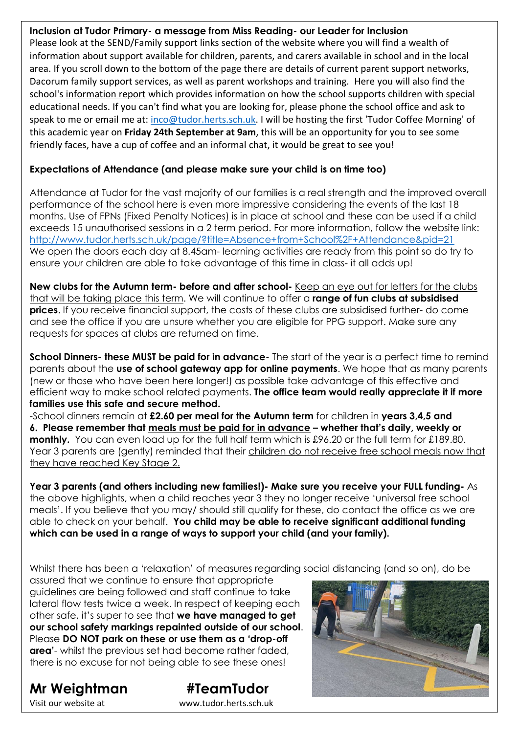**Inclusion at Tudor Primary- a message from Miss Reading- our Leader for Inclusion**

Please look at the SEND/Family support links section of the website where you will find a wealth of information about support available for children, parents, and carers available in school and in the local area. If you scroll down to the bottom of the page there are details of current parent support networks, Dacorum family support services, as well as parent workshops and training. Here you will also find the school's information report which provides information on how the school supports children with special educational needs. If you can't find what you are looking for, please phone the school office and ask to speak to me or email me at: inco@tudor.herts.sch.uk. I will be hosting the first 'Tudor Coffee Morning' of this academic year on **Friday 24th September at 9am**, this will be an opportunity for you to see some friendly faces, have a cup of coffee and an informal chat, it would be great to see you!

**Expectations of Attendance (and please make sure your child is on time too)**

Attendance at Tudor for the vast majority of our families is a real strength and the improved overall performance of the school here is even more impressive considering the events of the last 18 months. Use of FPNs (Fixed Penalty Notices) is in place at school and these can be used if a child exceeds 15 unauthorised sessions in a 2 term period. For more information, follow the website link: http://www.tudor.herts.sch.uk/page/?title=Absence+from+School%2F+Attendance&pid=21

We open the doors each day at 8.45am- learning activities are ready from this point so do try to ensure your children are able to take advantage of this time in class- it all adds up!

**New clubs for the Autumn term- before and after school-** Keep an eye out for letters for the clubs that will be taking place this term. We will continue to offer a **range of fun clubs at subsidised prices**. If you receive financial support, the costs of these clubs are subsidised further- do come and see the office if you are unsure whether you are eligible for PPG support. Make sure any requests for spaces at clubs are returned on time.

**School Dinners- these MUST be paid for in advance-** The start of the year is a perfect time to remind parents about the **use of school gateway app for online payments**. We hope that as many parents (new or those who have been here longer!) as possible take advantage of this effective and efficient way to make school related payments. **The office team would really appreciate it if more families use this safe and secure method.**

-School dinners remain at **£2.60 per meal for the Autumn term** for children in **years 3,4,5 and 6. Please remember that meals must be paid for in advance – whether that's daily, weekly or monthly.** You can even load up for the full half term which is £96.20 or the full term for £189.80. Year 3 parents are (gently) reminded that their children do not receive free school meals now that they have reached Key Stage 2.

**Year 3 parents (and others including new families!)- Make sure you receive your FULL funding-** As the above highlights, when a child reaches year 3 they no longer receive 'universal free school meals'. If you believe that you may/ should still qualify for these, do contact the office as we are able to check on your behalf. **You child may be able to receive significant additional funding which can be used in a range of ways to support your child (and your family).**

Whilst there has been a 'relaxation' of measures regarding social distancing (and so on), do be assured that we continue to ensure that appropriate guidelines are being followed and staff continue to take lateral flow tests twice a week. In respect of keeping each other safe, it's super to see that **we have managed to get our school safety markings repainted outside of our school**. Please **DO NOT park on these or use them as a 'drop-off area'**- whilst the previous set had become rather faded, there is no excuse for not being able to see these ones!

**Mr Weightman** **#TeamTudor**

Visit our website at www.tudor.herts.sch.uk